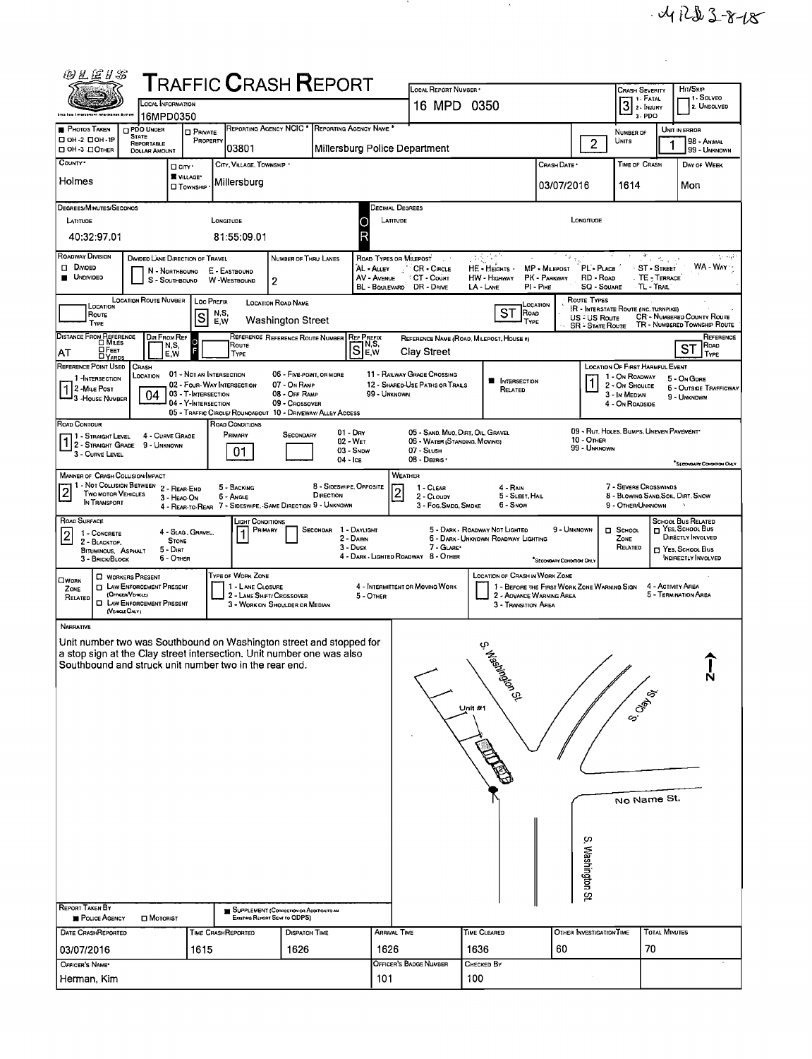MRD 3-8-18

# Traffic Crash Report

| Field | Value |
|---|---|
| Local Information | 16MPD0350 |
| Local Report Number | 16 MPD 0350 |
| Crash Severity | 3 (1 - Fatal, 2 - Injury, 3 - PDO) |
| Hit/Skip | 1 - Solved, 2 - Unsolved |
| Photos Taken | OH-2 / OH-1P / OH-3 / Other |
| PDO Under State Reportable Dollar Amount | |
| Private Property | |
| Reporting Agency NCIC | 03801 |
| Reporting Agency Name | Millersburg Police Department |
| Number of Units | 2 |
| Unit in Error | 1 (98 - Animal, 99 - Unknown) |
| County | Holmes |
| City, Village, Township | Village - Millersburg |
| Crash Date | 03/07/2016 |
| Time of Crash | 1614 |
| Day of Week | Mon |

**Degrees/Minutes/Seconds**

| Latitude | Longitude |
|---|---|
| 40:32:97.01 | 81:55:09.01 |

**Decimal Degrees** — Latitude: / Longitude:

| Field | Value |
|---|---|
| Roadway Division | Undivided |
| Divided Lane Direction of Travel | N - Northbound, S - Southbound, E - Eastbound, W - Westbound |
| Number of Thru Lanes | 2 |
| Location Route Number | |
| Loc Prefix | S |
| Location Road Name | Washington Street |
| Location Road Type | ST |
| Distance From Reference | AT |
| Dir From Ref | |
| Reference Route Number | |
| Ref Prefix | S |
| Reference Name (Road, Milepost, House #) | Clay Street |
| Reference Road Type | ST |
| Reference Point Used | 1 - Intersection |
| Crash Location | 04 - Y-Intersection |
| Intersection Related | Yes |
| Location of First Harmful Event | 1 - On Roadway |
| Road Contour | 1 - Straight Level |
| Road Conditions (Primary) | 01 - Dry |
| Manner of Crash Collision/Impact | 2 - Rear-End |
| Weather | 2 - Cloudy |
| Road Surface | 2 - Blacktop, Bituminous, Asphalt |
| Light Conditions (Primary) | 1 - Daylight |
| School Zone Related | |
| Work Zone Related | |

## Narrative

Unit number two was Southbound on Washington street and stopped for a stop sign at the Clay street intersection. Unit number one was also Southbound and struck unit number two in the rear end.

Diagram labels: S. Washington St., Unit #1, S. Clay St., No Name St., S. Washington St., N

| Report Taken By | Supplement (Correction or Addition to an Existing Report Sent to ODPS) |
|---|---|
| Police Agency | Yes |

| Date Crash Reported | Time Crash Reported | Dispatch Time | Arrival Time | Time Cleared | Other Investigation Time | Total Minutes |
|---|---|---|---|---|---|---|
| 03/07/2016 | 1615 | 1626 | 1626 | 1636 | 60 | 70 |

| Officer's Name | Officer's Badge Number | Checked By |
|---|---|---|
| Herman, Kim | 101 | 100 |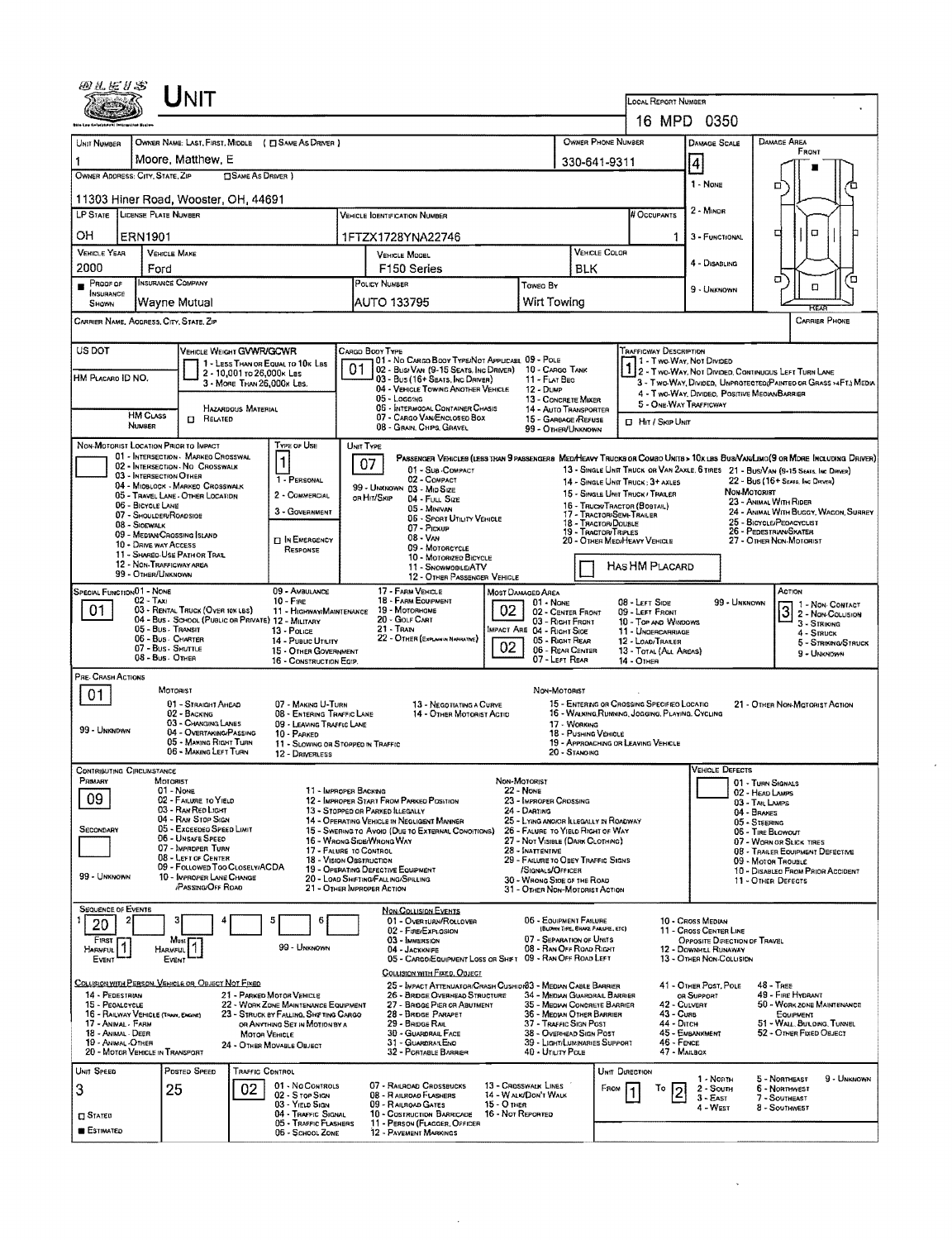# Unit

LOCAL REPORT NUMBER: 16 MPD 0350

| UNIT NUMBER | OWNER NAME: LAST, FIRST, MIDDLE ( ☐ SAME AS DRIVER ) | OWNER PHONE NUMBER | DAMAGE SCALE | DAMAGE AREA |
|---|---|---|---|---|
| 1 | Moore, Matthew, E | 330-641-9311 | 4 | FRONT |

OWNER ADDRESS: CITY, STATE, ZIP ☐ SAME AS DRIVER )
11303 Hiner Road, Wooster, OH, 44691

DAMAGE SCALE: 1 - NONE, 2 - MINOR, 3 - FUNCTIONAL, 4 - DISABLING, 9 - UNKNOWN

| LP STATE | LICENSE PLATE NUMBER | VEHICLE IDENTIFICATION NUMBER | # OCCUPANTS |
|---|---|---|---|
| OH | ERN1901 | 1FTZX1728YNA22746 | 1 |

| VEHICLE YEAR | VEHICLE MAKE | VEHICLE MODEL | VEHICLE COLOR |
|---|---|---|---|
| 2000 | Ford | F150 Series | BLK |

| ■ PROOF OF INSURANCE SHOWN | INSURANCE COMPANY | POLICY NUMBER | TOWED BY |
|---|---|---|---|
| | Wayne Mutual | AUTO 133795 | Wirt Towing |

CARRIER NAME, ADDRESS, CITY, STATE, ZIP | CARRIER PHONE

US DOT

VEHICLE WEIGHT GVWR/GCWR: 1 - LESS THAN OR EQUAL TO 10K LBS; 2 - 10,001 TO 26,000K LBS; 3 - MORE THAN 26,000K LBS.

HM PLACARD ID NO.

HM CLASS NUMBER | HAZARDOUS MATERIAL ☐ RELATED

CARGO BODY TYPE: **01**
01 - NO CARGO BODY TYPE/NOT APPLICABLE; 02 - BUS/VAN (9-15 SEATS, INC DRIVER); 03 - BUS (16+ SEATS, INC DRIVER); 04 - VEHICLE TOWING ANOTHER VEHICLE; 05 - LOGGING; 06 - INTERMODAL CONTAINER CHASIS; 07 - CARGO VAN/ENCLOSED BOX; 08 - GRAIN, CHIPS, GRAVEL; 09 - POLE; 10 - CARGO TANK; 11 - FLAT BED; 12 - DUMP; 13 - CONCRETE MIXER; 14 - AUTO TRANSPORTER; 15 - GARBAGE/REFUSE; 99 - OTHER/UNKNOWN

TRAFFICWAY DESCRIPTION: **1**
1 - TWO-WAY, NOT DIVIDED; 2 - TWO-WAY, NOT DIVIDED, CONTINUOUS LEFT TURN LANE; 3 - TWO-WAY, DIVIDED, UNPROTECTED(PAINTED OR GRASS >4FT.) MEDIA; 4 - TWO-WAY, DIVIDED, POSITIVE MEDIAN BARRIER; 5 - ONE-WAY TRAFFICWAY
☐ HIT / SKIP UNIT

NON-MOTORIST LOCATION PRIOR TO IMPACT: 01 - INTERSECTION - MARKED CROSSWAL; 02 - INTERSECTION - NO CROSSWALK; 03 - INTERSECTION OTHER; 04 - MIDBLOCK - MARKED CROSSWALK; 05 - TRAVEL LANE - OTHER LOCATION; 06 - BICYCLE LANE; 07 - SHOULDER/ROADSIDE; 08 - SIDEWALK; 09 - MEDIAN/CROSSING ISLAND; 10 - DRIVE WAY ACCESS; 11 - SHARED-USE PATH OR TRAIL; 12 - NON-TRAFFICWAY AREA; 99 - OTHER/UNKNOWN

TYPE OF USE: **1**
1 - PERSONAL; 2 - COMMERCIAL; 3 - GOVERNMENT; ☐ IN EMERGENCY RESPONSE

UNIT TYPE: **07**
PASSENGER VEHICLES (LESS THAN 9 PASSENGERS MED/HEAVY TRUCKS OR COMBO UNITS > 10K LBS BUS/VAN/LIMO(9 OR MORE INCLUDING DRIVER)
01 - SUB-COMPACT; 02 - COMPACT; 99 - UNKNOWN 03 - MID SIZE; OR HIT/SKIP 04 - FULL SIZE; 05 - MINIVAN; 06 - SPORT UTILITY VEHICLE; 07 - PICKUP; 08 - VAN; 09 - MOTORCYCLE; 10 - MOTORIZED BICYCLE; 11 - SNOWMOBILE/ATV; 12 - OTHER PASSENGER VEHICLE
13 - SINGLE UNIT TRUCK OR VAN 2AXLE, 6 TIRES; 14 - SINGLE UNIT TRUCK: 3+ AXLES; 15 - SINGLE UNIT TRUCK / TRAILER; 16 - TRUCK/TRACTOR (BOBTAIL); 17 - TRACTOR/SEMI-TRAILER; 18 - TRACTOR/DOUBLE; 19 - TRACTOR/TRIPLES; 20 - OTHER MED/HEAVY VEHICLE
21 - BUS/VAN (9-15 SEATS, INC DRIVER); 22 - BUS (16+ SEATS, INC DRIVER)
NON-MOTORIST: 23 - ANIMAL WITH RIDER; 24 - ANIMAL WITH BUGGY, WAGON, SURREY; 25 - BICYCLE/PEDACYCLIST; 26 - PEDESTRIAN/SKATER; 27 - OTHER NON-MOTORIST
☐ HAS HM PLACARD

SPECIAL FUNCTION: **01**
01 - NONE; 02 - TAXI; 03 - RENTAL TRUCK (OVER 10K LBS); 04 - BUS - SCHOOL (PUBLIC OR PRIVATE); 05 - BUS - TRANSIT; 06 - BUS - CHARTER; 07 - BUS - SHUTTLE; 08 - BUS - OTHER; 09 - AMBULANCE; 10 - FIRE; 11 - HIGHWAY/MAINTENANCE; 12 - MILITARY; 13 - POLICE; 14 - PUBLIC UTILITY; 15 - OTHER GOVERNMENT; 16 - CONSTRUCTION EQIP.; 17 - FARM VEHICLE; 18 - FARM EQUIPMENT; 19 - MOTORHOME; 20 - GOLF CART; 21 - TRAIN; 22 - OTHER (EXPLAIN IN NARRATIVE)

MOST DAMAGED AREA: **02**
IMPACT ARE: **02**
01 - NONE; 02 - CENTER FRONT; 03 - RIGHT FRONT; 04 - RIGHT SIDE; 05 - RIGHT REAR; 06 - REAR CENTER; 07 - LEFT REAR; 08 - LEFT SIDE; 09 - LEFT FRONT; 10 - TOP AND WINDOWS; 11 - UNDERCARRIAGE; 12 - LOAD/TRAILER; 13 - TOTAL (ALL AREAS); 14 - OTHER; 99 - UNKNOWN

ACTION: **3**
1 - NON-CONTACT; 2 - NON-COLLISION; 3 - STRIKING; 4 - STRUCK; 5 - STRIKING/STRUCK; 9 - UNKNOWN

PRE-CRASH ACTIONS: **01**
MOTORIST: 01 - STRAIGHT AHEAD; 02 - BACKING; 03 - CHANGING LANES; 04 - OVERTAKING/PASSING; 05 - MAKING RIGHT TURN; 06 - MAKING LEFT TURN; 07 - MAKING U-TURN; 08 - ENTERING TRAFFIC LANE; 09 - LEAVING TRAFFIC LANE; 10 - PARKED; 11 - SLOWING OR STOPPED IN TRAFFIC; 12 - DRIVERLESS; 13 - NEGOTIATING A CURVE; 14 - OTHER MOTORIST ACTIO; 99 - UNKNOWN
NON-MOTORIST: 15 - ENTERING OR CROSSING SPECIFIED LOCATIO; 16 - WALKING, RUNNING, JOGGING, PLAYING, CYCLING; 17 - WORKING; 18 - PUSHING VEHICLE; 19 - APPROACHING OR LEAVING VEHICLE; 20 - STANDING; 21 - OTHER NON-MOTORIST ACTION

CONTRIBUTING CIRCUMSTANCE
PRIMARY: **09**
SECONDARY:
MOTORIST: 01 - NONE; 02 - FAILURE TO YIELD; 03 - RAN RED LIGHT; 04 - RAN STOP SIGN; 05 - EXCEEDED SPEED LIMIT; 06 - UNSAFE SPEED; 07 - IMPROPER TURN; 08 - LEFT OF CENTER; 09 - FOLLOWED TOO CLOSELY/ACDA; 10 - IMPROPER LANE CHANGE /PASSING/OFF ROAD; 11 - IMPROPER BACKING; 12 - IMPROPER START FROM PARKED POSITION; 13 - STOPPED OR PARKED ILLEGALLY; 14 - OPERATING VEHICLE IN NEGLIGENT MANNER; 15 - SWERING TO AVOID (DUE TO EXTERNAL CONDITIONS); 16 - WRONG SIDE/WRONG WAY; 17 - FAILURE TO CONTROL; 18 - VISION OBSTRUCTION; 19 - OPERATING DEFECTIVE EQUIPMENT; 20 - LOAD SHIFTING/FALLING/SPILLING; 21 - OTHER IMPROPER ACTION; 99 - UNKNOWN
NON-MOTORIST: 22 - NONE; 23 - IMPROPER CROSSING; 24 - DARTING; 25 - LYING AND/OR ILLEGALLY IN ROADWAY; 26 - FALURE TO YIELD RIGHT OF WAY; 27 - NOT VISIBLE (DARK CLOTHING); 28 - INATTENTIVE; 29 - FAILURE TO OBEY TRAFFIC SIGNS /SIGNALS/OFFICER; 30 - WRONG SIDE OF THE ROAD; 31 - OTHER NON-MOTORIST ACTION

VEHICLE DEFECTS: 01 - TURN SIGNALS; 02 - HEAD LAMPS; 03 - TAIL LAMPS; 04 - BRAKES; 05 - STEERING; 06 - TIRE BLOWOUT; 07 - WORN OR SLICK TIRES; 08 - TRAILER EQUIPMENT DEFECTIVE; 09 - MOTOR TROUBLE; 10 - DISABLED FROM PRIOR ACCIDENT; 11 - OTHER DEFECTS

SEQUENCE OF EVENTS: 1: **20**; 2: ; 3: ; 4: ; 5: ; 6:
FIRST HARMFUL EVENT: **1**; MOST HARMFUL EVENT: **1**; 99 - UNKNOWN

NON-COLLISION EVENTS: 01 - OVERTURN/ROLLOVER; 02 - FIRE/EXPLOSION; 03 - IMMERSION; 04 - JACKKNIFE; 05 - CARGO/EQUIPMENT LOSS OR SHIFT; 06 - EQUIPMENT FAILURE (BLOWN TIRE, BRAKE FAILURE, ETC); 07 - SEPARATION OF UNITS; 08 - RAN OFF ROAD RIGHT; 09 - RAN OFF ROAD LEFT; 10 - CROSS MEDIAN; 11 - CROSS CENTER LINE OPPOSITE DIRECTION OF TRAVEL; 12 - DOWNHILL RUNAWAY; 13 - OTHER NON-COLLISION

COLLISION WITH PERSON, VEHICLE OR OBJECT NOT FIXED: 14 - PEDESTRIAN; 15 - PEDALCYCLE; 16 - RAILWAY VEHICLE (TRAIN, ENGINE); 17 - ANIMAL - FARM; 18 - ANIMAL - DEER; 19 - ANIMAL - OTHER; 20 - MOTOR VEHICLE IN TRANSPORT; 21 - PARKED MOTOR VEHICLE; 22 - WORK ZONE MAINTENANCE EQUIPMENT; 23 - STRUCK BY FALLING, SHIFTING CARGO OR ANYTHING SET IN MOTION BY A MOTOR VEHICLE; 24 - OTHER MOVABLE OBJECT

COLLISION WITH FIXED, OBJECT: 25 - IMPACT ATTENUATOR/CRASH CUSHION; 26 - BRIDGE OVERHEAD STRUCTURE; 27 - BRIDGE PIER OR ABUTMENT; 28 - BRIDGE PARAPET; 29 - BRIDGE RAIL; 30 - GUARDRAIL FACE; 31 - GUARDRAIL END; 32 - PORTABLE BARRIER; 33 - MEDIAN CABLE BARRIER; 34 - MEDIAN GUARDRAIL BARRIER; 35 - MEDIAN CONCRETE BARRIER; 36 - MEDIAN OTHER BARRIER; 37 - TRAFFIC SIGN POST; 38 - OVERHEAD SIGN POST; 39 - LIGHT/LUMINARIES SUPPORT; 40 - UTILITY POLE; 41 - OTHER POST, POLE OR SUPPORT; 42 - CULVERT; 43 - CURB; 44 - DITCH; 45 - EMBANKMENT; 46 - FENCE; 47 - MAILBOX; 48 - TREE; 49 - FIRE HYDRANT; 50 - WORK ZONE MAINTENANCE EQUIPMENT; 51 - WALL, BUILDING, TUNNEL; 52 - OTHER FIXED OBJECT

| UNIT SPEED | POSTED SPEED | TRAFFIC CONTROL | UNIT DIRECTION |
|---|---|---|---|
| 3 | 25 | 02 | FROM 1 TO 2 |

☐ STATED ■ ESTIMATED

TRAFFIC CONTROL: 01 - NO CONTROLS; 02 - STOP SIGN; 03 - YIELD SIGN; 04 - TRAFFIC SIGNAL; 05 - TRAFFIC FLASHERS; 06 - SCHOOL ZONE; 07 - RAILROAD CROSSBUCKS; 08 - RAILROAD FLASHERS; 09 - RAILROAD GATES; 10 - COSTRUCTION BARRICADE; 11 - PERSON (FLAGGER, OFFICER); 12 - PAVEMENT MARKINGS; 13 - CROSSWALK LINES; 14 - WALK/DON'T WALK; 15 - OTHER; 16 - NOT REPORTED

UNIT DIRECTION: 1 - NORTH; 2 - SOUTH; 3 - EAST; 4 - WEST; 5 - NORTHEAST; 6 - NORTHWEST; 7 - SOUTHEAST; 8 - SOUTHWEST; 9 - UNKNOWN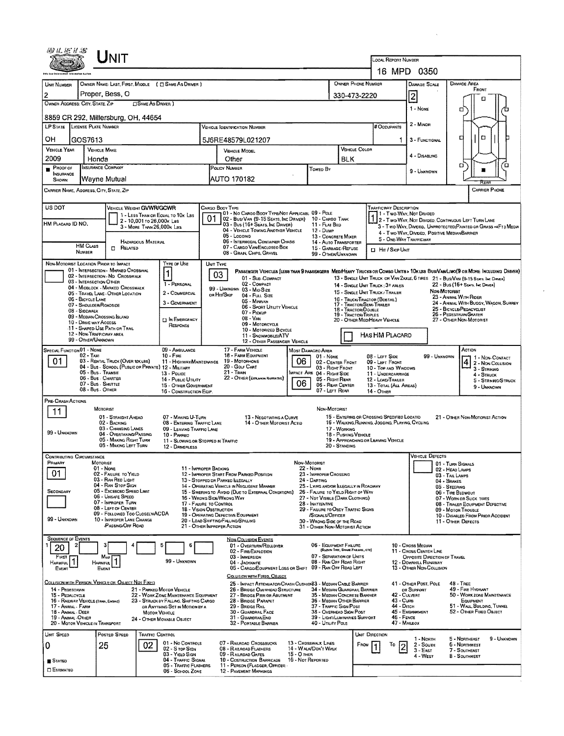# UNIT

**Local Report Number:** 16 MPD 0350

| Unit Number | Owner Name: Last, First, Middle ( ☐ Same As Driver ) | Owner Phone Number | Damage Scale | Damage Area |
|---|---|---|---|---|
| 2 | Proper, Bess, O | 330-473-2220 | 2 | Front |

**Owner Address: City, State, Zip** ☐ Same As Driver
8859 CR 292, Millersburg, OH, 44654

Damage Scale: 1 - None, 2 - Minor, 3 - Functional, 4 - Disabling, 9 - Unknown

| LP State | License Plate Number | Vehicle Identification Number | # Occupants |
|---|---|---|---|
| OH | GOS7613 | 5J6RE48579L021207 | 1 |

| Vehicle Year | Vehicle Make | Vehicle Model | Vehicle Color |
|---|---|---|---|
| 2009 | Honda | Other | BLK |

| ■ Proof of Insurance Shown | Insurance Company | Policy Number | Towed By |
|---|---|---|---|
| | Wayne Mutual | AUTO 170182 | |

Carrier Name, Address, City, State, Zip | Carrier Phone

US DOT | HM Placard ID No. | HM Class Number | ☐ Related | Hazardous Material

**Vehicle Weight GVWR/GCWR:** 1 - Less Than or Equal to 10k Lbs; 2 - 10,001 to 26,000k Lbs; 3 - More Than 26,000k Lbs

**Cargo Body Type:** 01
01 - No Cargo Body Type/Not Applicabl; 02 - Bus/Van (9-15 Seats, Inc Driver); 03 - Bus (16+ Seats, Inc Driver); 04 - Vehicle Towing Another Vehicle; 05 - Logging; 06 - Intermodal Container Chasis; 07 - Cargo Van/Enclosed Box; 08 - Grain, Chips, Gravel; 09 - Pole; 10 - Cargo Tank; 11 - Flat Bed; 12 - Dump; 13 - Concrete Mixer; 14 - Auto Transporter; 15 - Garbage/Refuse; 99 - Other/Unknown

**Trafficway Description:** 1
1 - Two-Way, Not Divided; 2 - Two-Way, Not Divided, Continuous Left Turn Lane; 3 - Two-Way, Divided, Unprotected(Painted or Grass >4Ft.) Media; 4 - Two-Way, Divided, Positive Median Barrier; 5 - One-Way Trafficway
☐ Hit / Skip Unit

**Non-Motorist Location Prior to Impact:**
01 - Intersection - Marked Crosswalk; 02 - Intersection - No Crosswalk; 03 - Intersection Other; 04 - Midblock - Marked Crosswalk; 05 - Travel Lane - Other Location; 06 - Bicycle Lane; 07 - Shoulder/Roadside; 08 - Sidewalk; 09 - Median/Crossing Island; 10 - Drive way Access; 11 - Shared-Use Path or Trail; 12 - Non-Trafficway Area; 99 - Other/Unknown

**Type of Use:** 1
1 - Personal; 2 - Commercial; 3 - Government; ☐ In Emergency Response

**Unit Type:** 03
Passenger Vehicles (less than 9 passengers): 01 - Sub-Compact; 02 - Compact; 99 - Unknown 03 - Mid Size; or Hit/Skip 04 - Full Size; 05 - Minivan; 06 - Sport Utility Vehicle; 07 - Pickup; 08 - Van; 09 - Motorcycle; 10 - Motorized Bicycle; 11 - Snowmobile/ATV; 12 - Other Passenger Vehicle
Med/Heavy Trucks or Combo Units > 10k lbs Bus/Van/Limo(9 or More Including Driver): 13 - Single Unit Truck or Van 2axle, 6 Tires; 14 - Single Unit Truck; 3+ Axles; 15 - Single Unit Truck / Trailer; 16 - Truck/Tractor (Bobtail); 17 - Tractor/Semi-Trailer; 18 - Tractor/Double; 19 - Tractor/Triples; 20 - Other Med/Heavy Vehicle; 21 - Bus/Van (9-15 Seats, Inc Driver); 22 - Bus (16+ Seats, Inc Driver)
Non-Motorist: 23 - Animal With Rider; 24 - Animal With Buggy, Wagon, Surrey; 25 - Bicycle/Pedacyclist; 26 - Pedestrian/Skater; 27 - Other Non-Motorist
☐ Has HM Placard

**Special Function:** 01
01 - None; 02 - Taxi; 03 - Rental Truck (Over 10k lbs); 04 - Bus - School (Public or Private); 05 - Bus - Transit; 06 - Bus - Charter; 07 - Bus - Shuttle; 08 - Bus - Other; 09 - Ambulance; 10 - Fire; 11 - Highway/Maintenance; 12 - Military; 13 - Police; 14 - Public Utility; 15 - Other Government; 16 - Construction Eqip.; 17 - Farm Vehicle; 18 - Farm Equipment; 19 - Motorhome; 20 - Golf Cart; 21 - Train; 22 - Other (Explain in Narrative)

**Most Damaged Area:** 06
**Impact Are:** 06
01 - None; 02 - Center Front; 03 - Right Front; 04 - Right Side; 05 - Right Rear; 06 - Rear Center; 07 - Left Rear; 08 - Left Side; 09 - Left Front; 10 - Top and Windows; 11 - Undercarriage; 12 - Load/Trailer; 13 - Total (All Areas); 14 - Other; 99 - Unknown

**Action:** 4
1 - Non-Contact; 2 - Non-Collision; 3 - Striking; 4 - Struck; 5 - Striking/Struck; 9 - Unknown

**Pre-Crash Actions:** 11
Motorist: 01 - Straight Ahead; 02 - Backing; 03 - Changing Lanes; 04 - Overtaking/Passing; 05 - Making Right Turn; 06 - Making Left Turn; 07 - Making U-Turn; 08 - Entering Traffic Lane; 09 - Leaving Traffic Lane; 10 - Parked; 11 - Slowing or Stopped in Traffic; 12 - Driverless; 13 - Negotiating a Curve; 14 - Other Motorist Actio
Non-Motorist: 15 - Entering or Crossing Specified Locatio; 16 - Walking, Running, Jogging, Playing, Cycling; 17 - Working; 18 - Pushing Vehicle; 19 - Approaching or Leaving Vehicle; 20 - Standing; 21 - Other Non-Motorist Action
99 - Unknown

**Contributing Circumstance:**
Primary: 01
Secondary:
Motorist: 01 - None; 02 - Failure to Yield; 03 - Ran Red Light; 04 - Ran Stop Sign; 05 - Exceeded Speed Limit; 06 - Unsafe Speed; 07 - Improper Turn; 08 - Left of Center; 09 - Followed Too Closely/ACDA; 10 - Improper Lane Change /Passing/Off Road; 11 - Improper Backing; 12 - Improper Start From Parked Position; 13 - Stopped or Parked Illegally; 14 - Operating Vehicle in Negligent Manner; 15 - Swering to Avoid (Due to External Conditions); 16 - Wrong Side/Wrong Way; 17 - Failure to Control; 18 - Vision Obstruction; 19 - Operating Defective Equipment; 20 - Load Shifting/Falling/Spilling; 21 - Other Improper Action
Non-Motorist: 22 - None; 23 - Improper Crossing; 24 - Darting; 25 - Lying and/or Illegally in Roadway; 26 - Failure to Yield Right of Way; 27 - Not Visible (Dark Clothing); 28 - Inattentive; 29 - Failure to Obey Traffic Signs /Signals/Officer; 30 - Wrong Side of the Road; 31 - Other Non-Motorist Action
99 - Unknown

**Vehicle Defects:**
01 - Turn Signals; 02 - Head Lamps; 03 - Tail Lamps; 04 - Brakes; 05 - Steering; 06 - Tire Blowout; 07 - Worn or Slick Tires; 08 - Trailer Equipment Defective; 09 - Motor Trouble; 10 - Disabled From Prior Accident; 11 - Other Defects

**Sequence of Events:**

| 1 | 2 | 3 | 4 | 5 | 6 |
|---|---|---|---|---|---|
| 20 | | | | | |

First Harmful Event: 1 | Most Harmful Event: 1 | 99 - Unknown

Non-Collision Events: 01 - Overturn/Rollover; 02 - Fire/Explosion; 03 - Immersion; 04 - Jackknife; 05 - Cargo/Equipment Loss or Shift; 06 - Equipment Failure (Blown Tire, Brake Failure, etc); 07 - Separation of Units; 08 - Ran Off Road Right; 09 - Ran Off Road Left; 10 - Cross Median; 11 - Cross Center Line Opposite Direction of Travel; 12 - Downhill Runaway; 13 - Other Non-Collision

Collision with Person, Vehicle or Object Not Fixed: 14 - Pedestrian; 15 - Pedalcycle; 16 - Railway Vehicle (Train, Engine); 17 - Animal - Farm; 18 - Animal - Deer; 19 - Animal - Other; 20 - Motor Vehicle in Transport; 21 - Parked Motor Vehicle; 22 - Work Zone Maintenance Equipment; 23 - Struck by Falling, Shifting Cargo or Anything Set in Motion by a Motor Vehicle; 24 - Other Movable Object

Collision with Fixed, Object: 25 - Impact Attenuator/Crash Cushion; 26 - Bridge Overhead Structure; 27 - Bridge Pier or Abutment; 28 - Bridge Parapet; 29 - Bridge Rail; 30 - Guardrail Face; 31 - GuardrailEnd; 32 - Portable Barrier; 33 - Median Cable Barrier; 34 - Median Guardrail Barrier; 35 - Median Concrete Barrier; 36 - Median Other Barrier; 37 - Traffic Sign Post; 38 - Overhead Sign Post; 39 - Light/Luminaries Support; 40 - Utility Pole; 41 - Other Post, Pole or Support; 42 - Culvert; 43 - Curb; 44 - Ditch; 45 - Embankment; 46 - Fence; 47 - Mailbox; 48 - Tree; 49 - Fire Hydrant; 50 - Work Zone Maintenance Equipment; 51 - Wall, Building, Tunnel; 52 - Other Fixed Object

| Unit Speed | Posted Speed | Traffic Control | Unit Direction |
|---|---|---|---|
| 0 | 25 | 02 | From 1 To 2 |

■ Stated ☐ Estimated

Traffic Control: 01 - No Controls; 02 - Stop Sign; 03 - Yield Sign; 04 - Traffic Signal; 05 - Traffic Flashers; 06 - School Zone; 07 - Railroad Crossbucks; 08 - Railroad Flashers; 09 - Railroad Gates; 10 - Costruction Barricade; 11 - Person (Flagger, Officer); 12 - Pavement Markings; 13 - Crosswalk Lines; 14 - Walk/Don't Walk; 15 - Other; 16 - Not Reported

Unit Direction: 1 - North; 2 - South; 3 - East; 4 - West; 5 - Northeast; 6 - Northwest; 7 - Southeast; 8 - Southwest; 9 - Unknown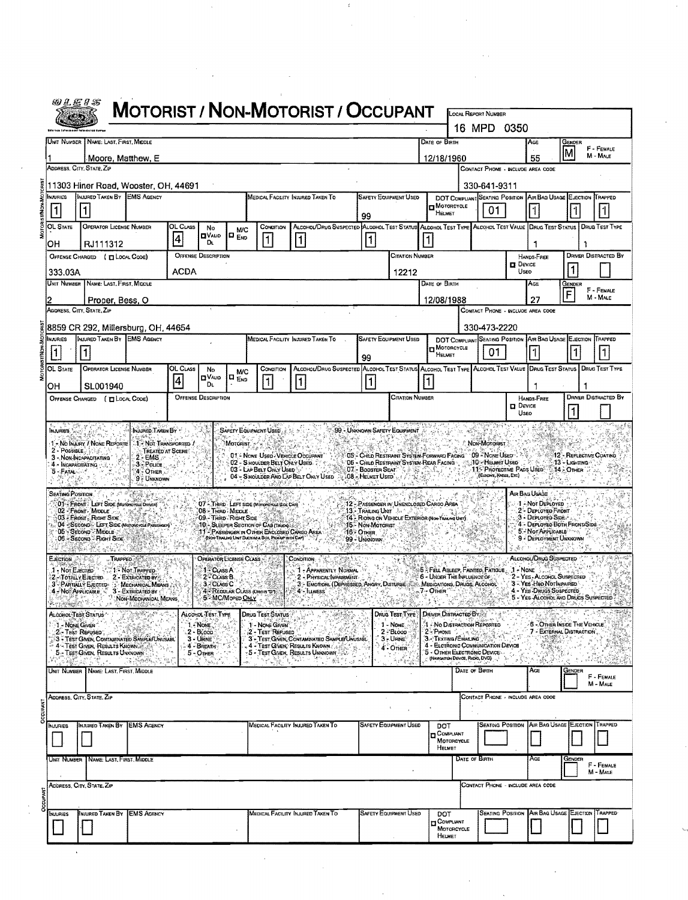# MOTORIST / NON-MOTORIST / OCCUPANT

OLEIS

LOCAL REPORT NUMBER: 16 MPD 0350

## MOTORIST/NON-MOTORIST

| UNIT NUMBER | NAME: LAST, FIRST, MIDDLE | DATE OF BIRTH | AGE | GENDER (F - FEMALE, M - MALE) |
|---|---|---|---|---|
| 1 | Moore, Matthew, E | 12/18/1960 | 55 | M |

| ADDRESS, CITY, STATE, ZIP | CONTACT PHONE - INCLUDE AREA CODE |
|---|---|
| 11303 Hiner Road, Wooster, OH, 44691 | 330-641-9311 |

| INJURIES | INJURED TAKEN BY | EMS AGENCY | MEDICAL FACILITY INJURED TAKEN TO | SAFETY EQUIPMENT USED | DOT COMPLIANT MOTORCYCLE HELMET | SEATING POSITION | AIR BAG USAGE | EJECTION | TRAPPED |
|---|---|---|---|---|---|---|---|---|---|
| 1 | 1 | | | 99 | | 01 | 1 | 1 | 1 |

| OL STATE | OPERATOR LICENSE NUMBER | OL CLASS | NO VALID DL | M/C END | CONDITION | ALCOHOL/DRUG SUSPECTED | ALCOHOL TEST STATUS | ALCOHOL TEST TYPE | ALCOHOL TEST VALUE | DRUG TEST STATUS | DRUG TEST TYPE |
|---|---|---|---|---|---|---|---|---|---|---|---|
| OH | RJ111312 | 4 | | | 1 | 1 | 1 | 1 | | 1 | 1 |

| OFFENSE CHARGED (LOCAL CODE) | OFFENSE DESCRIPTION | CITATION NUMBER | HANDS-FREE DEVICE USED | DRIVER DISTRACTED BY |
|---|---|---|---|---|
| 333.03A | ACDA | 12212 | | 1 |

| UNIT NUMBER | NAME: LAST, FIRST, MIDDLE | DATE OF BIRTH | AGE | GENDER (F - FEMALE, M - MALE) |
|---|---|---|---|---|
| 2 | Proper, Bess, O | 12/08/1988 | 27 | F |

| ADDRESS, CITY, STATE, ZIP | CONTACT PHONE - INCLUDE AREA CODE |
|---|---|
| 8859 CR 292, Millersburg, OH, 44654 | 330-473-2220 |

| INJURIES | INJURED TAKEN BY | EMS AGENCY | MEDICAL FACILITY INJURED TAKEN TO | SAFETY EQUIPMENT USED | DOT COMPLIANT MOTORCYCLE HELMET | SEATING POSITION | AIR BAG USAGE | EJECTION | TRAPPED |
|---|---|---|---|---|---|---|---|---|---|
| 1 | 1 | | | 99 | | 01 | 1 | 1 | 1 |

| OL STATE | OPERATOR LICENSE NUMBER | OL CLASS | NO VALID DL | M/C END | CONDITION | ALCOHOL/DRUG SUSPECTED | ALCOHOL TEST STATUS | ALCOHOL TEST TYPE | ALCOHOL TEST VALUE | DRUG TEST STATUS | DRUG TEST TYPE |
|---|---|---|---|---|---|---|---|---|---|---|---|
| OH | SL001940 | 4 | | | 1 | 1 | 1 | 1 | | 1 | 1 |

| OFFENSE CHARGED (LOCAL CODE) | OFFENSE DESCRIPTION | CITATION NUMBER | HANDS-FREE DEVICE USED | DRIVER DISTRACTED BY |
|---|---|---|---|---|
| | | | | 1 |

## Codes

**INJURIES:** 1 - No Injury / None Reported; 2 - Possible; 3 - Non-Incapacitating; 4 - Incapacitating; 5 - Fatal

**INJURED TAKEN BY:** 1 - Not Transported / Treated at Scene; 2 - EMS; 3 - Police; 4 - Other; 9 - Unknown

**SAFETY EQUIPMENT USED:** 99 - Unknown Safety Equipment
- Motorist: 01 - None Used - Vehicle Occupant; 02 - Shoulder Belt Only Used; 03 - Lap Belt Only Used; 04 - Shoulder and Lap Belt Only Used; 05 - Child Restraint System-Forward Facing; 06 - Child Restraint System-Rear Facing; 07 - Booster Seat; 08 - Helmet Used
- Non-Motorist: 09 - None Used; 10 - Helmet Used; 11 - Protective Pads Used (Elbows, Knees, Etc); 12 - Reflective Coating; 13 - Lighting; 14 - Other

**SEATING POSITION:** 01 - Front - Left Side (Motorcycle Driver); 02 - Front - Middle; 03 - Front - Right Side; 04 - Second - Left Side (Motorcycle Passenger); 05 - Second - Middle; 06 - Second - Right Side; 07 - Third - Left Side (Motorcycle Side Car); 08 - Third - Middle; 09 - Third - Right Side; 10 - Sleeper Section of Cab (Truck); 11 - Passenger in Other Enclosed Cargo Area (Non-Trailing Unit Such as a Bus, Pick-up with Cap); 12 - Passenger in Unenclosed Cargo Area; 13 - Trailing Unit; 14 - Riding on Vehicle Exterior (Non-Trailing Unit); 15 - Non-Motorist; 16 - Other; 99 - Unknown

**AIR BAG USAGE:** 1 - Not Deployed; 2 - Deployed Front; 3 - Deployed Side; 4 - Deployed Both Front/Side; 5 - Not Applicable; 9 - Deployment Unknown

**EJECTION:** 1 - Not Ejected; 2 - Totally Ejected; 3 - Partially Ejected; 4 - Not Applicable

**TRAPPED:** 1 - Not Trapped; 2 - Extricated by Mechanical Means; 3 - Extricated by Non-Mechanical Means

**OPERATOR LICENSE CLASS:** 1 - Class A; 2 - Class B; 3 - Class C; 4 - Regular Class (Ohio is "D"); 5 - M/C Moped Only

**CONDITION:** 1 - Apparently Normal; 2 - Physical Impairment; 3 - Emotional (Depressed, Angry, Disturbed); 4 - Illness; 5 - Fell Asleep, Fainted, Fatigue; 6 - Under the Influence of Medications, Drugs, Alcohol; 7 - Other

**ALCOHOL/DRUG SUSPECTED:** 1 - None; 2 - Yes - Alcohol Suspected; 3 - Yes - HBD Not Impaired; 4 - Yes - Drugs Suspected; 5 - Yes - Alcohol and Drugs Suspected

**ALCOHOL TEST STATUS:** 1 - None Given; 2 - Test Refused; 3 - Test Given, Contaminated Sample/Unusable; 4 - Test Given, Results Known; 5 - Test Given, Results Unknown

**ALCOHOL TEST TYPE:** 1 - None; 2 - Blood; 3 - Urine; 4 - Breath; 5 - Other

**DRUG TEST STATUS:** 1 - None Given; 2 - Test Refused; 3 - Test Given, Contaminated Sample/Unusable; 4 - Test Given, Results Known; 5 - Test Given, Results Unknown

**DRUG TEST TYPE:** 1 - None; 2 - Blood; 3 - Urine; 4 - Other

**DRIVER DISTRACTED BY:** 1 - No Distraction Reported; 2 - Phone; 3 - Texting/Emailing; 4 - Electronic Communication Device; 5 - Other Electronic Device (Navigation Device, Radio, DVD); 6 - Other Inside the Vehicle; 7 - External Distraction

## OCCUPANT

| UNIT NUMBER | NAME: LAST, FIRST, MIDDLE | DATE OF BIRTH | AGE | GENDER (F - FEMALE, M - MALE) |
|---|---|---|---|---|
| | | | | |

| ADDRESS, CITY, STATE, ZIP | CONTACT PHONE - INCLUDE AREA CODE |
|---|---|
| | |

| INJURIES | INJURED TAKEN BY | EMS AGENCY | MEDICAL FACILITY INJURED TAKEN TO | SAFETY EQUIPMENT USED | DOT COMPLIANT MOTORCYCLE HELMET | SEATING POSITION | AIR BAG USAGE | EJECTION | TRAPPED |
|---|---|---|---|---|---|---|---|---|---|
| | | | | | | | | | |

| UNIT NUMBER | NAME: LAST, FIRST, MIDDLE | DATE OF BIRTH | AGE | GENDER (F - FEMALE, M - MALE) |
|---|---|---|---|---|
| | | | | |

| ADDRESS, CITY, STATE, ZIP | CONTACT PHONE - INCLUDE AREA CODE |
|---|---|
| | |

| INJURIES | INJURED TAKEN BY | EMS AGENCY | MEDICAL FACILITY INJURED TAKEN TO | SAFETY EQUIPMENT USED | DOT COMPLIANT MOTORCYCLE HELMET | SEATING POSITION | AIR BAG USAGE | EJECTION | TRAPPED |
|---|---|---|---|---|---|---|---|---|---|
| | | | | | | | | | |